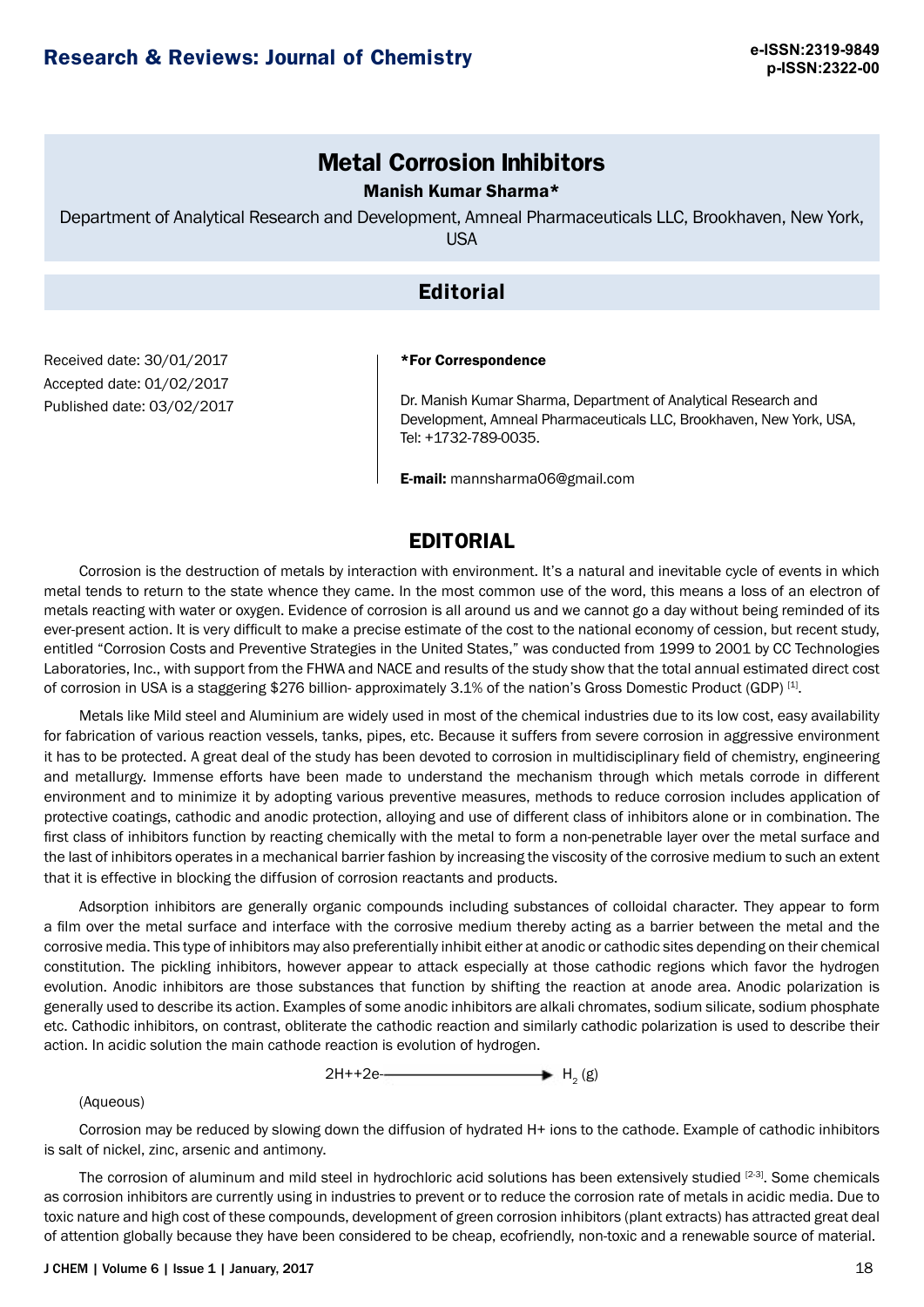# Metal Corrosion Inhibitors

**Manish Kumar Sharma***

Department of Analytical Research and Development, Amneal Pharmaceuticals LLC, Brookhaven, New York, USA

## Editorial

Received date: 30/01/2017
Accepted date: 01/02/2017
Published date: 03/02/2017

***For Correspondence**

Dr. Manish Kumar Sharma, Department of Analytical Research and Development, Amneal Pharmaceuticals LLC, Brookhaven, New York, USA, Tel: +1732-789-0035.

**E-mail:** mannsharma06@gmail.com

## EDITORIAL

Corrosion is the destruction of metals by interaction with environment. It's a natural and inevitable cycle of events in which metal tends to return to the state whence they came. In the most common use of the word, this means a loss of an electron of metals reacting with water or oxygen. Evidence of corrosion is all around us and we cannot go a day without being reminded of its ever-present action. It is very difficult to make a precise estimate of the cost to the national economy of cession, but recent study, entitled "Corrosion Costs and Preventive Strategies in the United States," was conducted from 1999 to 2001 by CC Technologies Laboratories, Inc., with support from the FHWA and NACE and results of the study show that the total annual estimated direct cost of corrosion in USA is a staggering $276 billion- approximately 3.1% of the nation's Gross Domestic Product (GDP) [1].

Metals like Mild steel and Aluminium are widely used in most of the chemical industries due to its low cost, easy availability for fabrication of various reaction vessels, tanks, pipes, etc. Because it suffers from severe corrosion in aggressive environment it has to be protected. A great deal of the study has been devoted to corrosion in multidisciplinary field of chemistry, engineering and metallurgy. Immense efforts have been made to understand the mechanism through which metals corrode in different environment and to minimize it by adopting various preventive measures, methods to reduce corrosion includes application of protective coatings, cathodic and anodic protection, alloying and use of different class of inhibitors alone or in combination. The first class of inhibitors function by reacting chemically with the metal to form a non-penetrable layer over the metal surface and the last of inhibitors operates in a mechanical barrier fashion by increasing the viscosity of the corrosive medium to such an extent that it is effective in blocking the diffusion of corrosion reactants and products.

Adsorption inhibitors are generally organic compounds including substances of colloidal character. They appear to form a film over the metal surface and interface with the corrosive medium thereby acting as a barrier between the metal and the corrosive media. This type of inhibitors may also preferentially inhibit either at anodic or cathodic sites depending on their chemical constitution. The pickling inhibitors, however appear to attack especially at those cathodic regions which favor the hydrogen evolution. Anodic inhibitors are those substances that function by shifting the reaction at anode area. Anodic polarization is generally used to describe its action. Examples of some anodic inhibitors are alkali chromates, sodium silicate, sodium phosphate etc. Cathodic inhibitors, on contrast, obliterate the cathodic reaction and similarly cathodic polarization is used to describe their action. In acidic solution the main cathode reaction is evolution of hydrogen.

$$2H^{+} + 2e^{-} \longrightarrow H_2\,(g)$$

(Aqueous)

Corrosion may be reduced by slowing down the diffusion of hydrated $H^+$ ions to the cathode. Example of cathodic inhibitors is salt of nickel, zinc, arsenic and antimony.

The corrosion of aluminum and mild steel in hydrochloric acid solutions has been extensively studied [2-3]. Some chemicals as corrosion inhibitors are currently using in industries to prevent or to reduce the corrosion rate of metals in acidic media. Due to toxic nature and high cost of these compounds, development of green corrosion inhibitors (plant extracts) has attracted great deal of attention globally because they have been considered to be cheap, ecofriendly, non-toxic and a renewable source of material.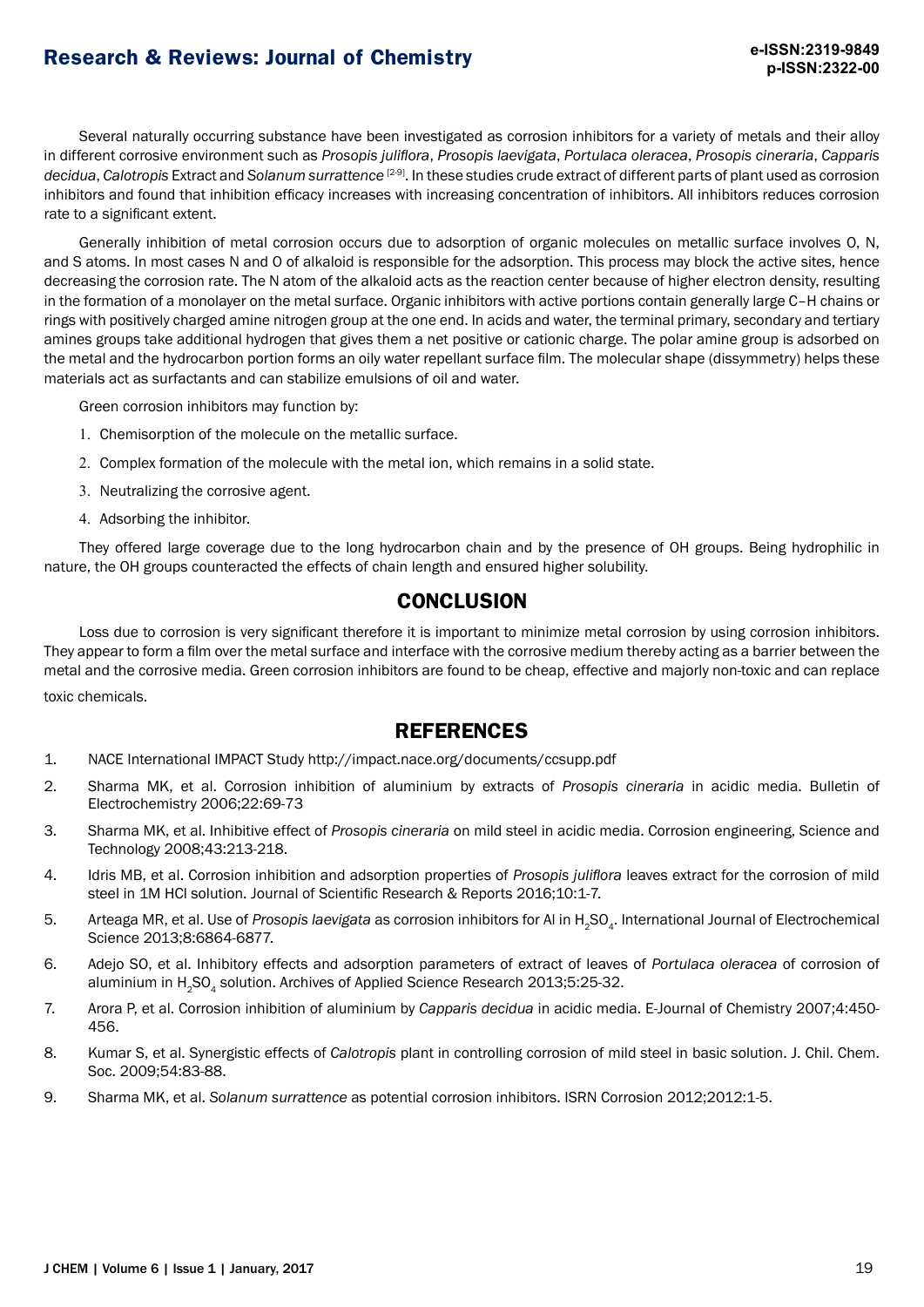Several naturally occurring substance have been investigated as corrosion inhibitors for a variety of metals and their alloy in different corrosive environment such as *Prosopis juliflora*, *Prosopis laevigata*, *Portulaca oleracea*, *Prosopis cineraria*, *Capparis decidua*, *Calotropis* Extract and *Solanum surrattence* [2-9]. In these studies crude extract of different parts of plant used as corrosion inhibitors and found that inhibition efficacy increases with increasing concentration of inhibitors. All inhibitors reduces corrosion rate to a significant extent.

Generally inhibition of metal corrosion occurs due to adsorption of organic molecules on metallic surface involves O, N, and S atoms. In most cases N and O of alkaloid is responsible for the adsorption. This process may block the active sites, hence decreasing the corrosion rate. The N atom of the alkaloid acts as the reaction center because of higher electron density, resulting in the formation of a monolayer on the metal surface. Organic inhibitors with active portions contain generally large C–H chains or rings with positively charged amine nitrogen group at the one end. In acids and water, the terminal primary, secondary and tertiary amines groups take additional hydrogen that gives them a net positive or cationic charge. The polar amine group is adsorbed on the metal and the hydrocarbon portion forms an oily water repellant surface film. The molecular shape (dissymmetry) helps these materials act as surfactants and can stabilize emulsions of oil and water.

Green corrosion inhibitors may function by:

1. Chemisorption of the molecule on the metallic surface.
2. Complex formation of the molecule with the metal ion, which remains in a solid state.
3. Neutralizing the corrosive agent.
4. Adsorbing the inhibitor.

They offered large coverage due to the long hydrocarbon chain and by the presence of OH groups. Being hydrophilic in nature, the OH groups counteracted the effects of chain length and ensured higher solubility.

## CONCLUSION

Loss due to corrosion is very significant therefore it is important to minimize metal corrosion by using corrosion inhibitors. They appear to form a film over the metal surface and interface with the corrosive medium thereby acting as a barrier between the metal and the corrosive media. Green corrosion inhibitors are found to be cheap, effective and majorly non-toxic and can replace toxic chemicals.

## REFERENCES

1. NACE International IMPACT Study http://impact.nace.org/documents/ccsupp.pdf
2. Sharma MK, et al. Corrosion inhibition of aluminium by extracts of *Prosopis cineraria* in acidic media. Bulletin of Electrochemistry 2006;22:69-73
3. Sharma MK, et al. Inhibitive effect of *Prosopis cineraria* on mild steel in acidic media. Corrosion engineering, Science and Technology 2008;43:213-218.
4. Idris MB, et al. Corrosion inhibition and adsorption properties of *Prosopis juliflora* leaves extract for the corrosion of mild steel in 1M HCl solution. Journal of Scientific Research & Reports 2016;10:1-7.
5. Arteaga MR, et al. Use of *Prosopis laevigata* as corrosion inhibitors for Al in $H_2SO_4$. International Journal of Electrochemical Science 2013;8:6864-6877.
6. Adejo SO, et al. Inhibitory effects and adsorption parameters of extract of leaves of *Portulaca oleracea* of corrosion of aluminium in $H_2SO_4$ solution. Archives of Applied Science Research 2013;5:25-32.
7. Arora P, et al. Corrosion inhibition of aluminium by *Capparis decidua* in acidic media. E-Journal of Chemistry 2007;4:450-456.
8. Kumar S, et al. Synergistic effects of *Calotropis* plant in controlling corrosion of mild steel in basic solution. J. Chil. Chem. Soc. 2009;54:83-88.
9. Sharma MK, et al. *Solanum surrattence* as potential corrosion inhibitors. ISRN Corrosion 2012;2012:1-5.